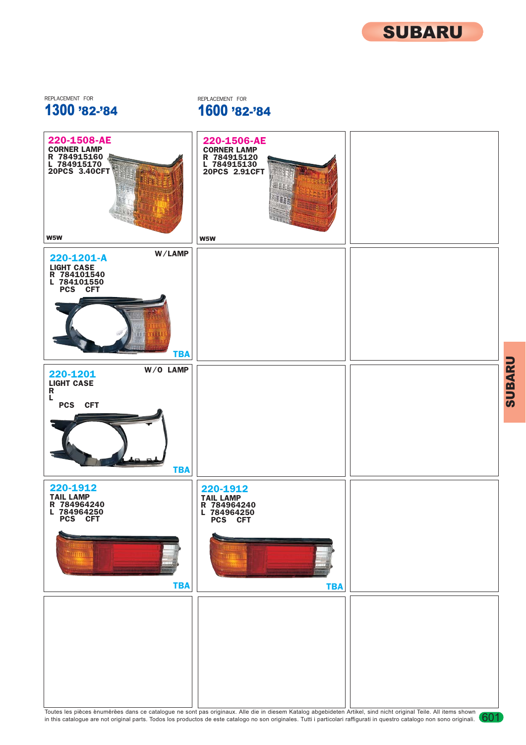# SUBARU

## REPLACEMENT FOR 1300 '82-'84

**220-1508-AE**
CORNER LAMP
R 784915160
L 784915170
20PCS 3.40CFT
W5W

**220-1201-A**
W/LAMP
LIGHT CASE
R 784101540
L 784101550
PCS CFT
TBA

**220-1201**
W/O LAMP
LIGHT CASE
R
L
PCS CFT
TBA

**220-1912**
TAIL LAMP
R 784964240
L 784964250
PCS CFT
TBA

## REPLACEMENT FOR 1600 '82-'84

**220-1506-AE**
CORNER LAMP
R 784915120
L 784915130
20PCS 2.91CFT
W5W

**220-1912**
TAIL LAMP
R 784964240
L 784964250
PCS CFT
TBA

Toutes les pièces ênumêrêes dans ce catalogue ne sont pas originaux. Alle die in diesem Katalog abgebildeten Artikel, sind nicht original Teile. All items shown in this catalogue are not original parts. Todos los productos de este catalogo no son originales. Tutti i particolari raffigurati in questro catalogo non sono originali.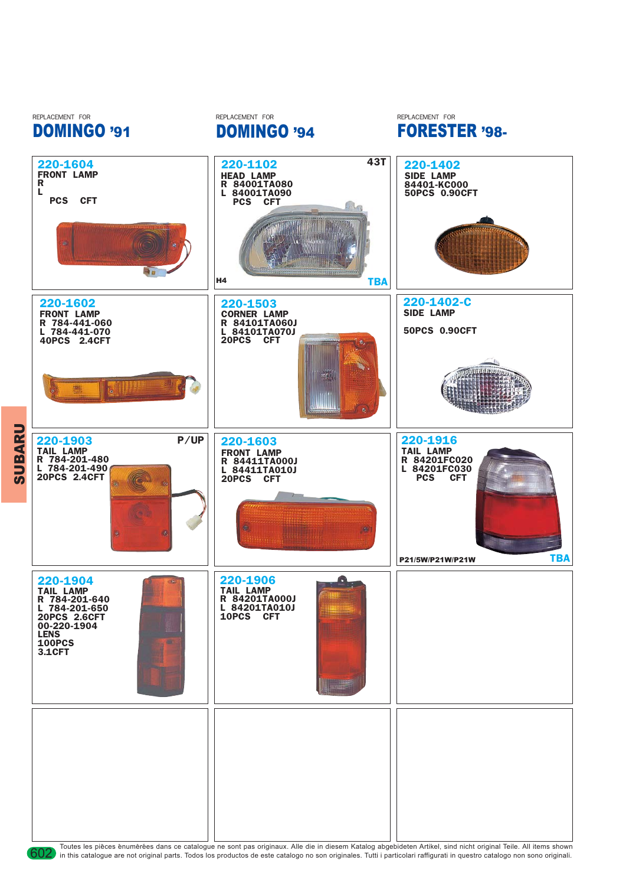SUBARU

REPLACEMENT FOR

## DOMINGO '91

### 220-1604
**FRONT LAMP**
R
L
PCS CFT

### 220-1602
**FRONT LAMP**
R 784-441-060
L 784-441-070
40PCS 2.4CFT

### 220-1903
P/UP
**TAIL LAMP**
R 784-201-480
L 784-201-490
20PCS 2.4CFT

### 220-1904
**TAIL LAMP**
R 784-201-640
L 784-201-650
20PCS 2.6CFT
00-220-1904
LENS
100PCS
3.1CFT

REPLACEMENT FOR

## DOMINGO '94

### 220-1102
43T
**HEAD LAMP**
R 84001TA080
L 84001TA090
PCS CFT
H4
TBA

### 220-1503
**CORNER LAMP**
R 84101TA060J
L 84101TA070J
20PCS CFT

### 220-1603
**FRONT LAMP**
R 84411TA000J
L 84411TA010J
20PCS CFT

### 220-1906
**TAIL LAMP**
R 84201TA000J
L 84201TA010J
10PCS CFT

REPLACEMENT FOR

## FORESTER '98-

### 220-1402
**SIDE LAMP**
84401-KC000
50PCS 0.90CFT

### 220-1402-C
**SIDE LAMP**
50PCS 0.90CFT

### 220-1916
**TAIL LAMP**
R 84201FC020
L 84201FC030
PCS CFT
P21/5W/P21W/P21W
TBA

Toutes les pièces ènumérèes dans ce catalogue ne sont pas originaux. Alle die in diesem Katalog abgebideten Artikel, sind nicht original Teile. All items shown in this catalogue are not original parts. Todos los productos de este catalogo no son originales. Tutti i particolari raffigurati in questro catalogo non sono originali.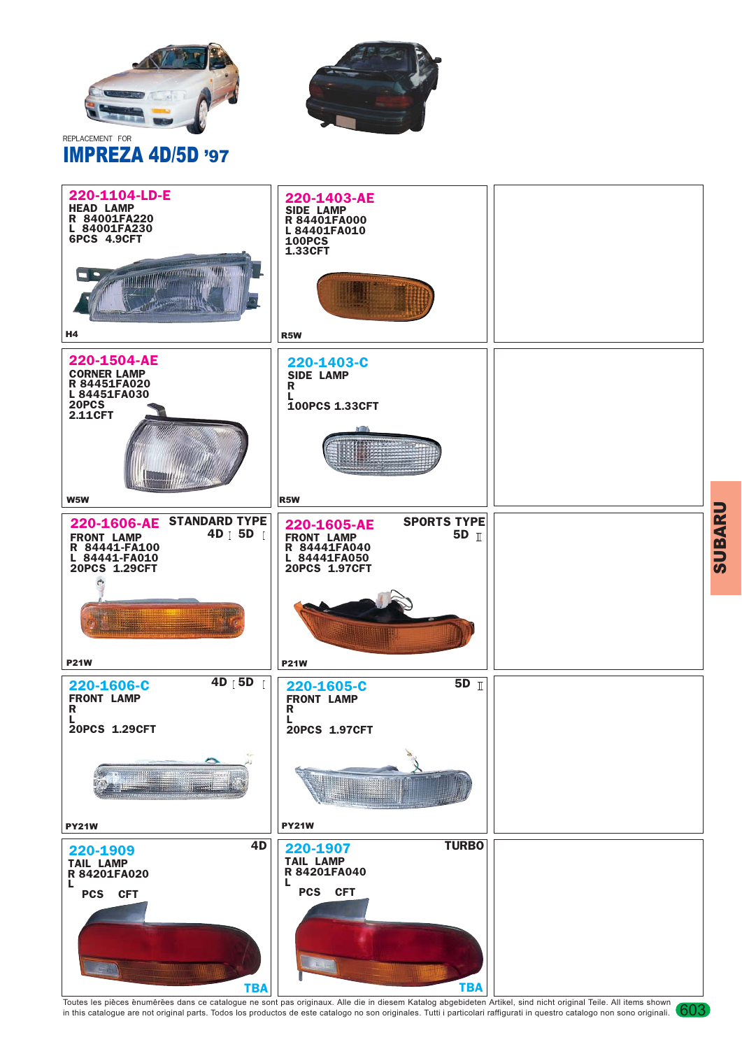REPLACEMENT FOR

# IMPREZA 4D/5D '97

**220-1104-LD-E**
HEAD LAMP
R 84001FA220
L 84001FA230
6PCS 4.9CFT
H4

**220-1403-AE**
SIDE LAMP
R 84401FA000
L 84401FA010
100PCS
1.33CFT
R5W

**220-1504-AE**
CORNER LAMP
R 84451FA020
L 84451FA030
20PCS
2.11CFT
W5W

**220-1403-C**
SIDE LAMP
R
L
100PCS 1.33CFT
R5W

**220-1606-AE** STANDARD TYPE
4D [ 5D [
FRONT LAMP
R 84441-FA100
L 84441-FA010
20PCS 1.29CFT
P21W

**220-1605-AE** SPORTS TYPE
5D II
FRONT LAMP
R 84441FA040
L 84441FA050
20PCS 1.97CFT
P21W

**220-1606-C** 4D [ 5D [
FRONT LAMP
R
L
20PCS 1.29CFT
PY21W

**220-1605-C** 5D II
FRONT LAMP
R
L
20PCS 1.97CFT
PY21W

**220-1909** 4D
TAIL LAMP
R 84201FA020
L
PCS CFT
TBA

**220-1907** TURBO
TAIL LAMP
R 84201FA040
L
PCS CFT
TBA

SUBARU

Toutes les pièces énumérées dans ce catalogue ne sont pas originaux. Alle die in diesem Katalog abgebideten Artikel, sind nicht original Teile. All items shown in this catalogue are not original parts. Todos los productos de este catalogo no son originales. Tutti i particolari raffigurati in questro catalogo non sono originali.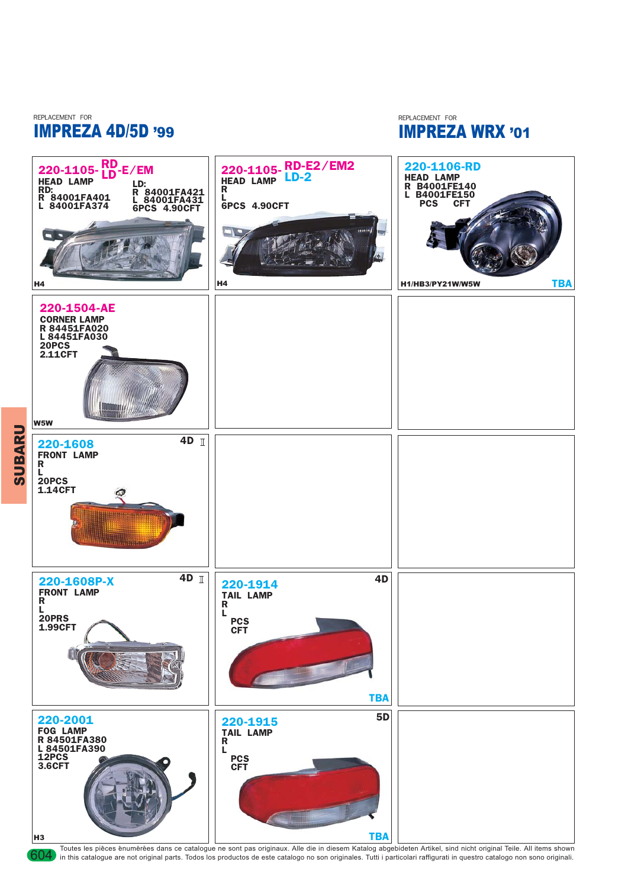REPLACEMENT FOR

## IMPREZA 4D/5D '99

**220-1105-RD/LD-E/EM**
HEAD LAMP
RD:
R 84001FA401
L 84001FA374
LD:
R 84001FA421
L 84001FA431
6PCS 4.90CFT
H4

**220-1105-RD-E2/EM2 LD-2**
HEAD LAMP
R
L
6PCS 4.90CFT
H4

**220-1504-AE**
CORNER LAMP
R 84451FA020
L 84451FA030
20PCS
2.11CFT
W5W

**220-1608** 4D
FRONT LAMP
R
L
20PCS
1.14CFT

**220-1608P-X** 4D
FRONT LAMP
R
L
20PRS
1.99CFT

**220-1914** 4D
TAIL LAMP
R
L
PCS
CFT
TBA

**220-2001**
FOG LAMP
R 84501FA380
L 84501FA390
12PCS
3.6CFT
H3

**220-1915** 5D
TAIL LAMP
R
L
PCS
CFT
TBA

REPLACEMENT FOR

## IMPREZA WRX '01

**220-1106-RD**
HEAD LAMP
R B4001FE140
L B4001FE150
PCS CFT
H1/HB3/PY21W/W5W
TBA

SUBARU

Toutes les pièces ènumërées dans ce catalogue ne sont pas originaux. Alle die in diesem Katalog abgebideten Artikel, sind nicht original Teile. All items shown in this catalogue are not original parts. Todos los productos de este catalogo no son originales. Tutti i particolari raffigurati in questro catalogo non sono originali.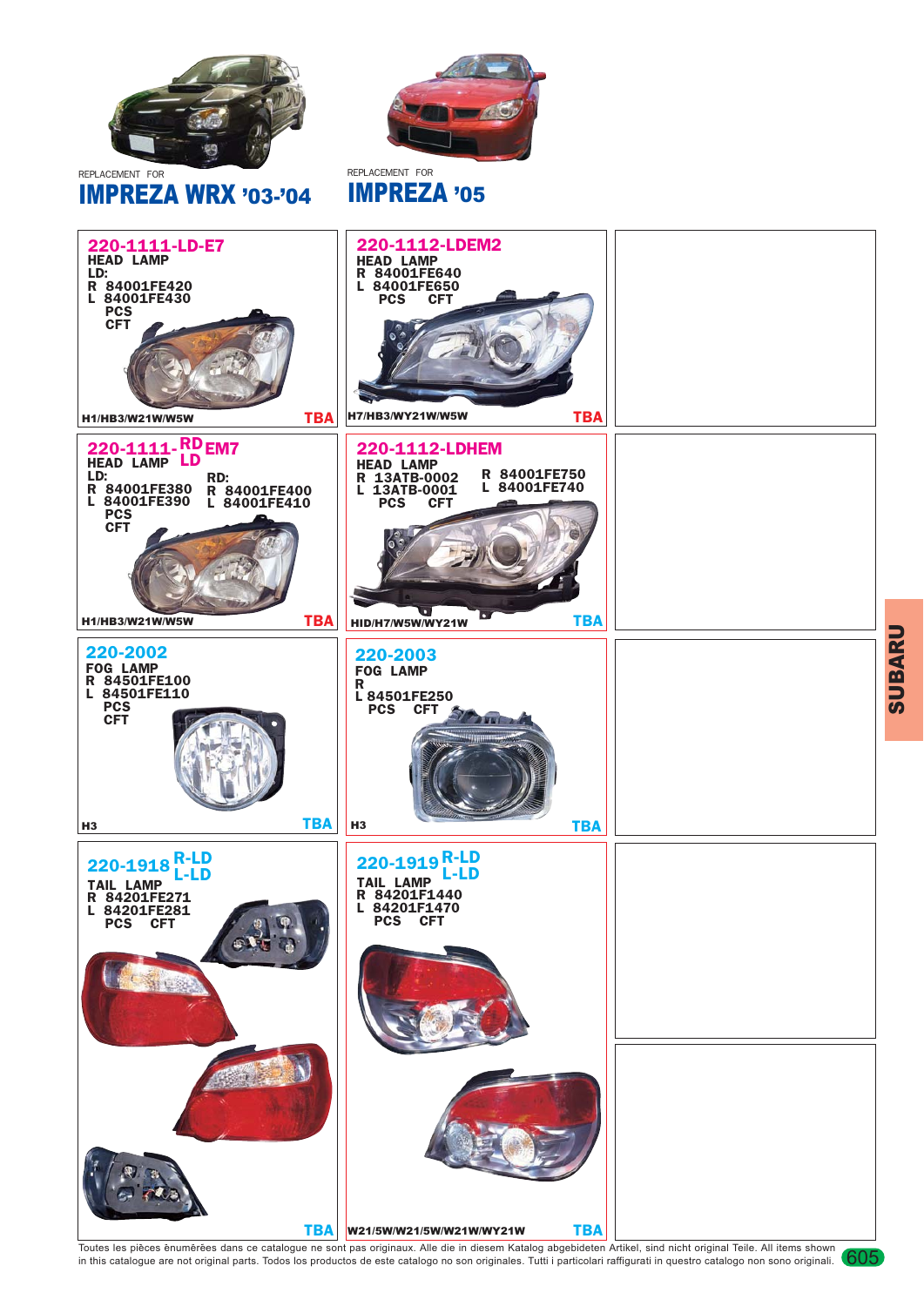REPLACEMENT FOR

## IMPREZA WRX '03-'04

REPLACEMENT FOR

## IMPREZA '05

### 220-1111-LD-E7

HEAD LAMP
LD:
R 84001FE420
L 84001FE430
PCS
CFT

H1/HB3/W21W/W5W — TBA

### 220-1112-LDEM2

HEAD LAMP
R 84001FE640
L 84001FE650
PCS CFT

H7/HB3/WY21W/W5W — TBA

### 220-1111-RD LD EM7

HEAD LAMP
LD:
R 84001FE380
L 84001FE390
RD:
R 84001FE400
L 84001FE410
PCS
CFT

H1/HB3/W21W/W5W — TBA

### 220-1112-LDHEM

HEAD LAMP
R 13ATB-0002
L 13ATB-0001
R 84001FE750
L 84001FE740
PCS CFT

HID/H7/W5W/WY21W — TBA

### 220-2002

FOG LAMP
R 84501FE100
L 84501FE110
PCS
CFT

H3 — TBA

### 220-2003

FOG LAMP
R
L 84501FE250
PCS CFT

H3 — TBA

### 220-1918 R-LD L-LD

TAIL LAMP
R 84201FE271
L 84201FE281
PCS CFT

TBA

### 220-1919 R-LD L-LD

TAIL LAMP
R 84201F1440
L 84201F1470
PCS CFT

W21/5W/W21/5W/W21W/WY21W — TBA

SUBARU

Toutes les pièces énumérées dans ce catalogue ne sont pas originaux. Alle die in diesem Katalog abgebideten Artikel, sind nicht original Teile. All items shown in this catalogue are not original parts. Todos los productos de este catalogo no son originales. Tutti i particolari raffigurati in questro catalogo non sono originali.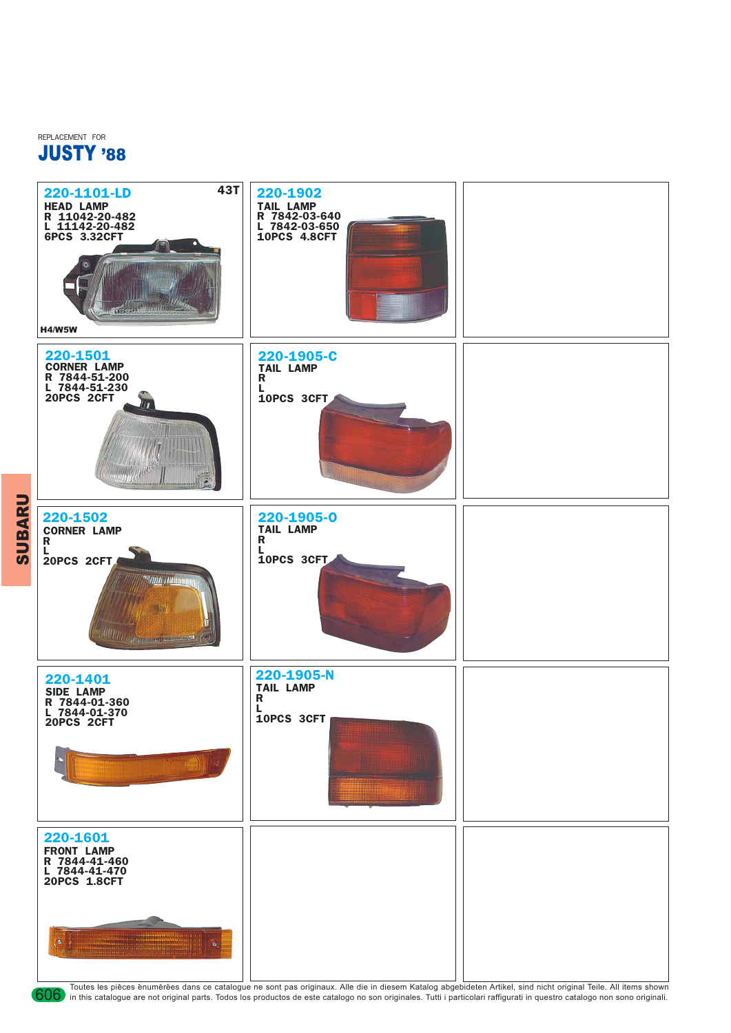REPLACEMENT FOR

# JUSTY '88

SUBARU

**220-1101-LD** 43T
HEAD LAMP
R 11042-20-482
L 11142-20-482
6PCS 3.32CFT
H4/W5W

**220-1902**
TAIL LAMP
R 7842-03-640
L 7842-03-650
10PCS 4.8CFT

**220-1501**
CORNER LAMP
R 7844-51-200
L 7844-51-230
20PCS 2CFT

**220-1905-C**
TAIL LAMP
R
L
10PCS 3CFT

**220-1502**
CORNER LAMP
R
L
20PCS 2CFT

**220-1905-O**
TAIL LAMP
R
L
10PCS 3CFT

**220-1401**
SIDE LAMP
R 7844-01-360
L 7844-01-370
20PCS 2CFT

**220-1905-N**
TAIL LAMP
R
L
10PCS 3CFT

**220-1601**
FRONT LAMP
R 7844-41-460
L 7844-41-470
20PCS 1.8CFT

Toutes les pièces ènumérèes dans ce catalogue ne sont pas originaux. Alle die in diesem Katalog abgebideten Artikel, sind nicht original Teile. All items shown in this catalogue are not original parts. Todos los productos de este catalogo no son originales. Tutti i particolari raffigurati in questro catalogo non sono originali.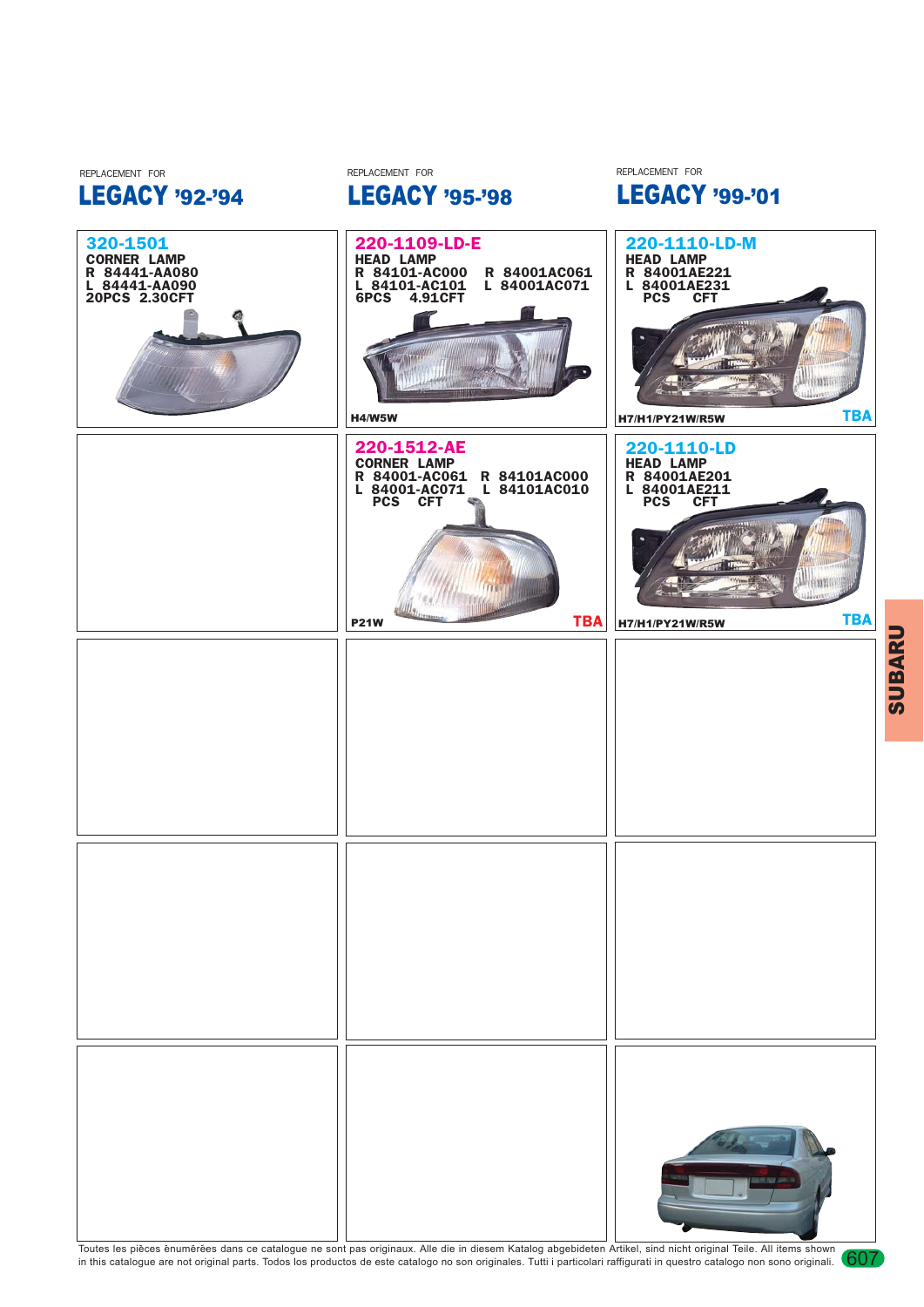REPLACEMENT FOR

## LEGACY '92-'94

### 320-1501

**CORNER LAMP**
R 84441-AA080
L 84441-AA090
20PCS 2.30CFT

REPLACEMENT FOR

## LEGACY '95-'98

### 220-1109-LD-E

**HEAD LAMP**
R 84101-AC000 R 84001AC061
L 84101-AC101 L 84001AC071
6PCS 4.91CFT

H4/W5W

### 220-1512-AE

**CORNER LAMP**
R 84001-AC061 R 84101AC000
L 84001-AC071 L 84101AC010
PCS CFT

P21W TBA

REPLACEMENT FOR

## LEGACY '99-'01

### 220-1110-LD-M

**HEAD LAMP**
R 84001AE221
L 84001AE231
PCS CFT

H7/H1/PY21W/R5W TBA

### 220-1110-LD

**HEAD LAMP**
R 84001AE201
L 84001AE211
PCS CFT

H7/H1/PY21W/R5W TBA

SUBARU

Toutes les pièces ênumêrêes dans ce catalogue ne sont pas originaux. Alle die in diesem Katalog abgebideten Artikel, sind nicht original Teile. All items shown in this catalogue are not original parts. Todos los productos de este catalogo no son originales. Tutti i particolari raffigurati in questro catalogo non sono originali.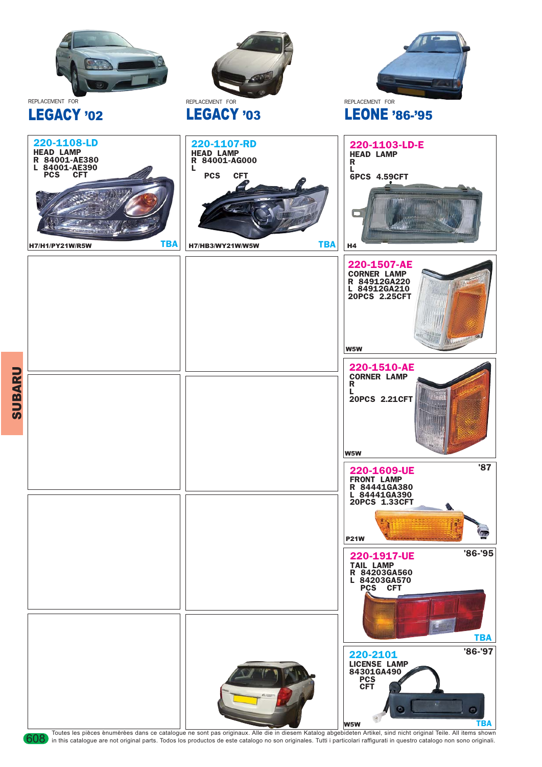REPLACEMENT FOR

## LEGACY '02

REPLACEMENT FOR

## LEGACY '03

REPLACEMENT FOR

## LEONE '86-'95

**220-1108-LD**
HEAD LAMP
R 84001-AE380
L 84001-AE390
PCS CFT
H7/H1/PY21W/R5W
TBA

**220-1107-RD**
HEAD LAMP
R 84001-AG000
L
PCS CFT
H7/HB3/WY21W/W5W
TBA

**220-1103-LD-E**
HEAD LAMP
R
L
6PCS 4.59CFT
H4

**220-1507-AE**
CORNER LAMP
R 84912GA220
L 84912GA210
20PCS 2.25CFT
W5W

**220-1510-AE**
CORNER LAMP
R
L
20PCS 2.21CFT
W5W

**220-1609-UE** '87
FRONT LAMP
R 84441GA380
L 84441GA390
20PCS 1.33CFT
P21W

**220-1917-UE** '86-'95
TAIL LAMP
R 84203GA560
L 84203GA570
PCS CFT
TBA

**220-2101** '86-'97
LICENSE LAMP
84301GA490
PCS
CFT
W5W
TBA

SUBARU

Toutes les pièces ènumérèes dans ce catalogue ne sont pas originaux. Alle die in diesem Katalog abgebideten Artikel, sind nicht original Teile. All items shown in this catalogue are not original parts. Todos los productos de este catalogo no son originales. Tutti i particolari raffigurati in questro catalogo non sono originali.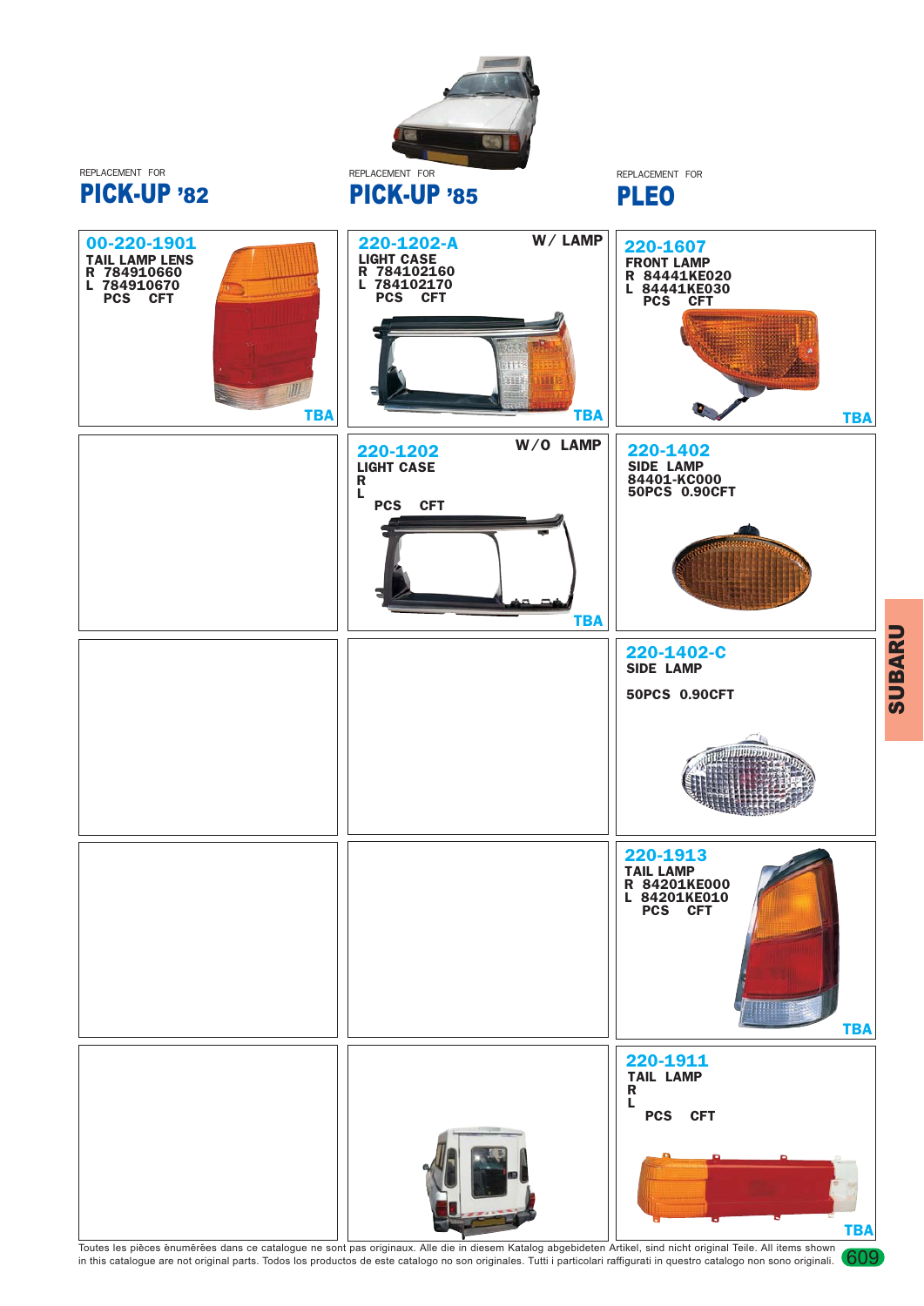REPLACEMENT FOR

## PICK-UP '82

**00-220-1901**
TAIL LAMP LENS
R 784910660
L 784910670
PCS CFT
TBA

REPLACEMENT FOR

## PICK-UP '85

**220-1202-A** W/ LAMP
LIGHT CASE
R 784102160
L 784102170
PCS CFT
TBA

**220-1202** W/O LAMP
LIGHT CASE
R
L
PCS CFT
TBA

REPLACEMENT FOR

## PLEO

**220-1607**
FRONT LAMP
R 84441KE020
L 84441KE030
PCS CFT
TBA

**220-1402**
SIDE LAMP
84401-KC000
50PCS 0.90CFT

**220-1402-C**
SIDE LAMP
50PCS 0.90CFT

**220-1913**
TAIL LAMP
R 84201KE000
L 84201KE010
PCS CFT
TBA

**220-1911**
TAIL LAMP
R
L
PCS CFT
TBA

SUBARU

Toutes les pièces ênumêrêes dans ce catalogue ne sont pas originaux. Alle die in diesem Katalog abgebideten Artikel, sind nicht original Teile. All items shown in this catalogue are not original parts. Todos los productos de este catalogo no son originales. Tutti i particolari raffigurati in questro catalogo non sono originali.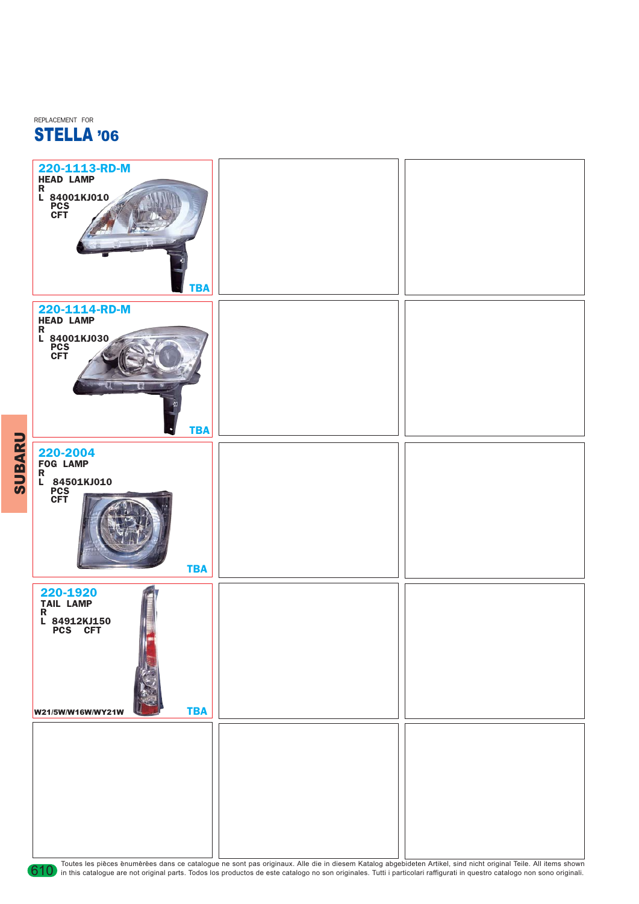REPLACEMENT FOR

# STELLA '06

**220-1113-RD-M**
HEAD LAMP
R
L 84001KJ010
PCS
CFT
TBA

**220-1114-RD-M**
HEAD LAMP
R
L 84001KJ030
PCS
CFT
TBA

**220-2004**
FOG LAMP
R
L 84501KJ010
PCS
CFT
TBA

**220-1920**
TAIL LAMP
R
L 84912KJ150
PCS CFT
W21/5W/W16W/WY21W
TBA

SUBARU

Toutes les pièces ènumérèes dans ce catalogue ne sont pas originaux. Alle die in diesem Katalog abgebideten Artikel, sind nicht original Teile. All items shown in this catalogue are not original parts. Todos los productos de este catalogo no son originales. Tutti i particolari raffigurati in questro catalogo non sono originali.